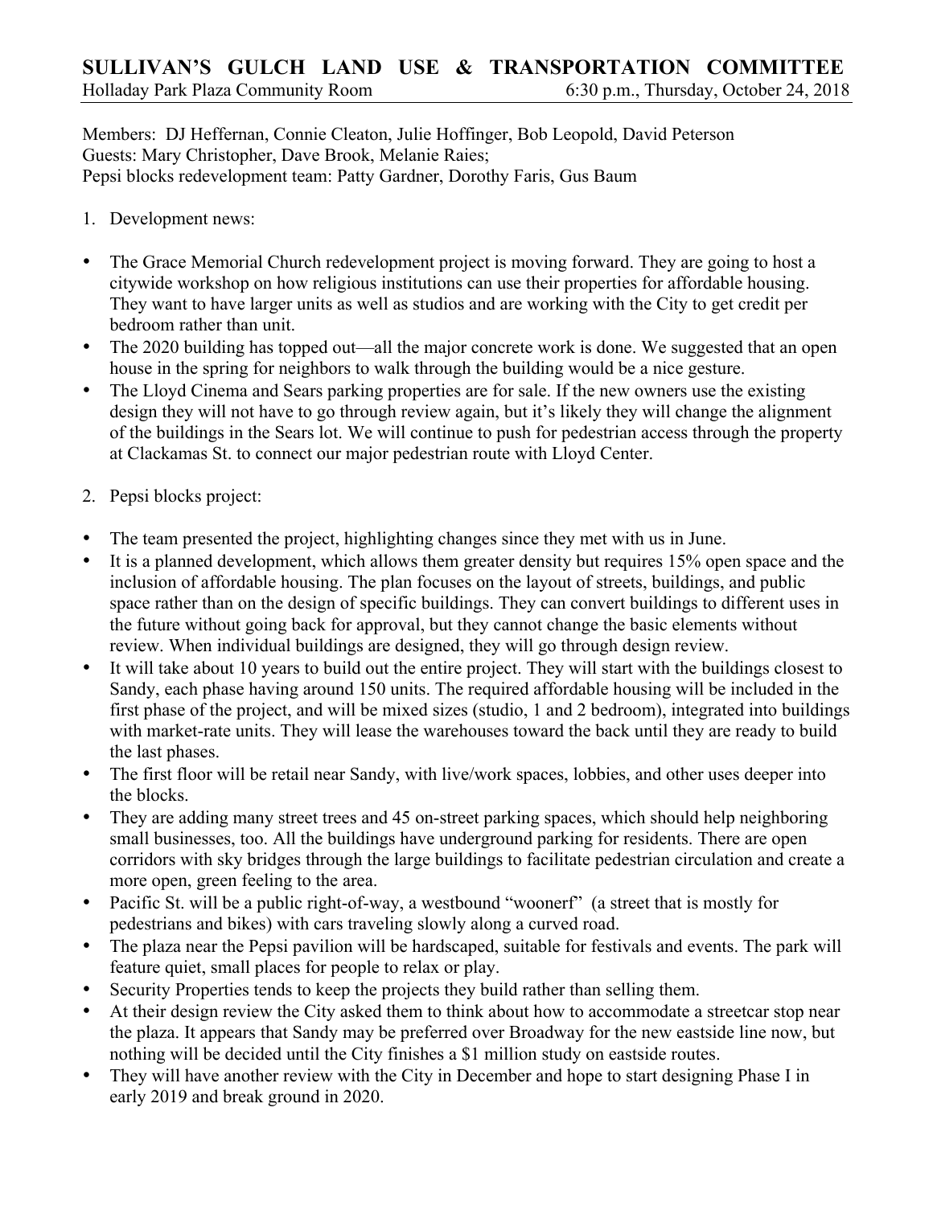# SULLIVAN'S GULCH LAND USE & TRANSPORTATION COMMITTEE

Holladay Park Plaza Community Room 6:30 p.m., Thursday, October 24, 2018

Members: DJ Heffernan, Connie Cleaton, Julie Hoffinger, Bob Leopold, David Peterson
Guests: Mary Christopher, Dave Brook, Melanie Raies;
Pepsi blocks redevelopment team: Patty Gardner, Dorothy Faris, Gus Baum

1. Development news:

- The Grace Memorial Church redevelopment project is moving forward. They are going to host a citywide workshop on how religious institutions can use their properties for affordable housing. They want to have larger units as well as studios and are working with the City to get credit per bedroom rather than unit.
- The 2020 building has topped out—all the major concrete work is done. We suggested that an open house in the spring for neighbors to walk through the building would be a nice gesture.
- The Lloyd Cinema and Sears parking properties are for sale. If the new owners use the existing design they will not have to go through review again, but it's likely they will change the alignment of the buildings in the Sears lot. We will continue to push for pedestrian access through the property at Clackamas St. to connect our major pedestrian route with Lloyd Center.

2. Pepsi blocks project:

- The team presented the project, highlighting changes since they met with us in June.
- It is a planned development, which allows them greater density but requires 15% open space and the inclusion of affordable housing. The plan focuses on the layout of streets, buildings, and public space rather than on the design of specific buildings. They can convert buildings to different uses in the future without going back for approval, but they cannot change the basic elements without review. When individual buildings are designed, they will go through design review.
- It will take about 10 years to build out the entire project. They will start with the buildings closest to Sandy, each phase having around 150 units. The required affordable housing will be included in the first phase of the project, and will be mixed sizes (studio, 1 and 2 bedroom), integrated into buildings with market-rate units. They will lease the warehouses toward the back until they are ready to build the last phases.
- The first floor will be retail near Sandy, with live/work spaces, lobbies, and other uses deeper into the blocks.
- They are adding many street trees and 45 on-street parking spaces, which should help neighboring small businesses, too. All the buildings have underground parking for residents. There are open corridors with sky bridges through the large buildings to facilitate pedestrian circulation and create a more open, green feeling to the area.
- Pacific St. will be a public right-of-way, a westbound "woonerf" (a street that is mostly for pedestrians and bikes) with cars traveling slowly along a curved road.
- The plaza near the Pepsi pavilion will be hardscaped, suitable for festivals and events. The park will feature quiet, small places for people to relax or play.
- Security Properties tends to keep the projects they build rather than selling them.
- At their design review the City asked them to think about how to accommodate a streetcar stop near the plaza. It appears that Sandy may be preferred over Broadway for the new eastside line now, but nothing will be decided until the City finishes a $1 million study on eastside routes.
- They will have another review with the City in December and hope to start designing Phase I in early 2019 and break ground in 2020.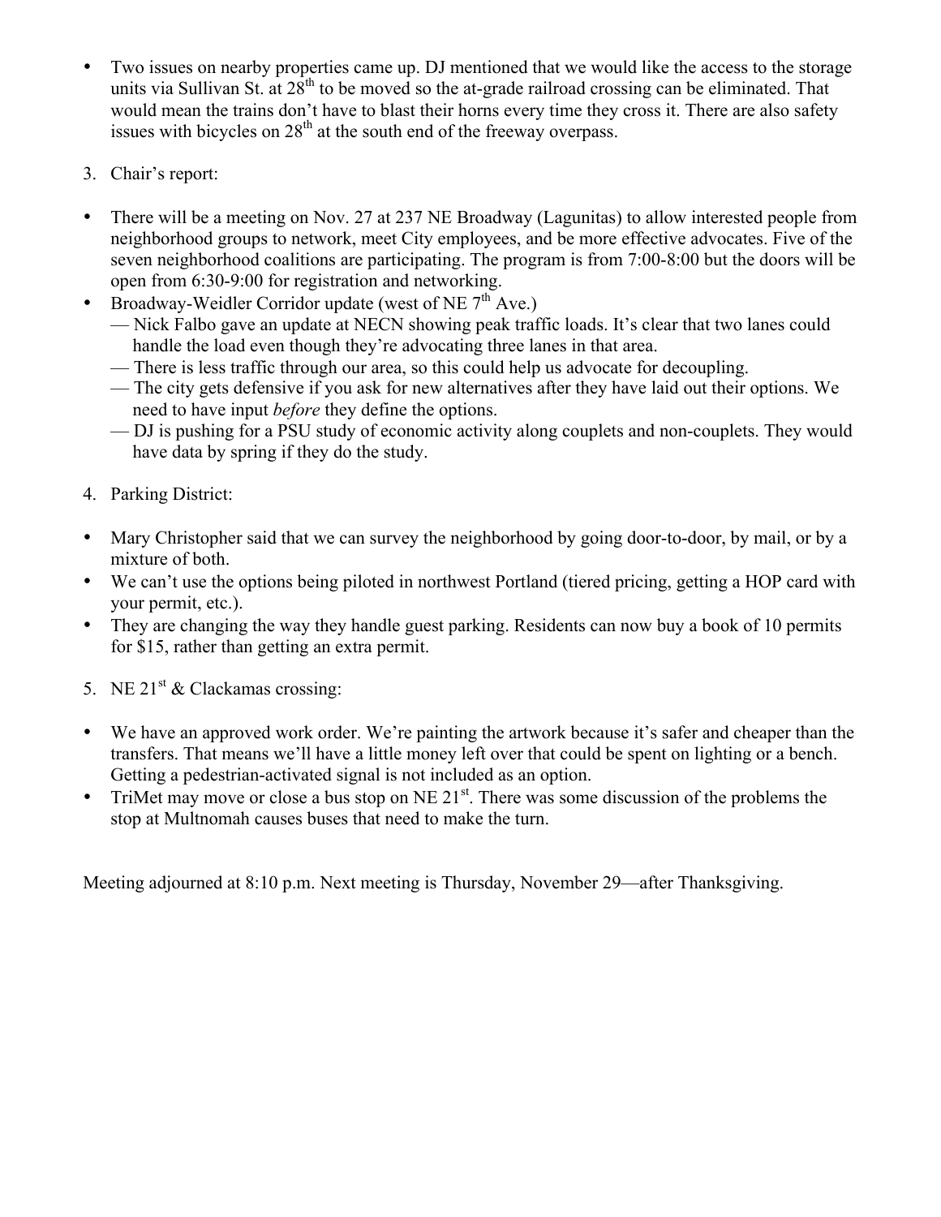- Two issues on nearby properties came up. DJ mentioned that we would like the access to the storage units via Sullivan St. at 28th to be moved so the at-grade railroad crossing can be eliminated. That would mean the trains don't have to blast their horns every time they cross it. There are also safety issues with bicycles on 28th at the south end of the freeway overpass.

3. Chair's report:

- There will be a meeting on Nov. 27 at 237 NE Broadway (Lagunitas) to allow interested people from neighborhood groups to network, meet City employees, and be more effective advocates. Five of the seven neighborhood coalitions are participating. The program is from 7:00-8:00 but the doors will be open from 6:30-9:00 for registration and networking.
- Broadway-Weidler Corridor update (west of NE 7th Ave.)
  - — Nick Falbo gave an update at NECN showing peak traffic loads. It's clear that two lanes could handle the load even though they're advocating three lanes in that area.
  - — There is less traffic through our area, so this could help us advocate for decoupling.
  - — The city gets defensive if you ask for new alternatives after they have laid out their options. We need to have input *before* they define the options.
  - — DJ is pushing for a PSU study of economic activity along couplets and non-couplets. They would have data by spring if they do the study.

4. Parking District:

- Mary Christopher said that we can survey the neighborhood by going door-to-door, by mail, or by a mixture of both.
- We can't use the options being piloted in northwest Portland (tiered pricing, getting a HOP card with your permit, etc.).
- They are changing the way they handle guest parking. Residents can now buy a book of 10 permits for $15, rather than getting an extra permit.

5. NE 21st & Clackamas crossing:

- We have an approved work order. We're painting the artwork because it's safer and cheaper than the transfers. That means we'll have a little money left over that could be spent on lighting or a bench. Getting a pedestrian-activated signal is not included as an option.
- TriMet may move or close a bus stop on NE 21st. There was some discussion of the problems the stop at Multnomah causes buses that need to make the turn.

Meeting adjourned at 8:10 p.m. Next meeting is Thursday, November 29—after Thanksgiving.